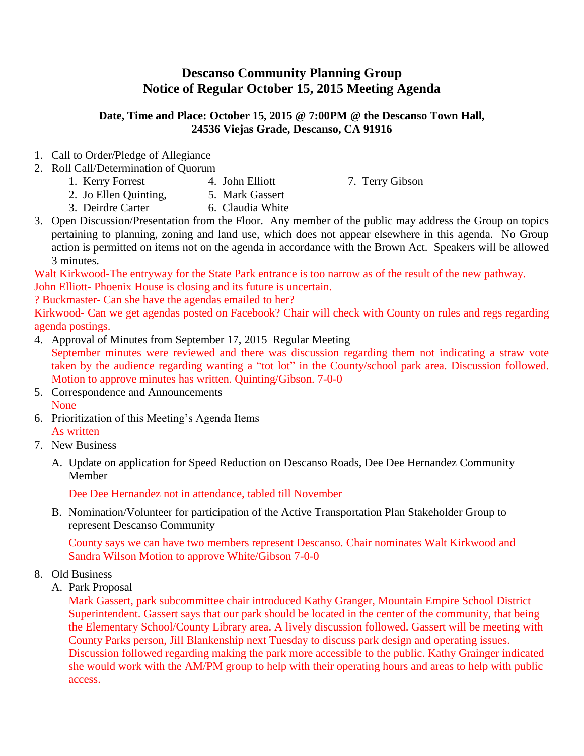# Descanso Community Planning Group
# Notice of Regular October 15, 2015 Meeting Agenda

**Date, Time and Place: October 15, 2015 @ 7:00PM @ the Descanso Town Hall, 24536 Viejas Grade, Descanso, CA 91916**

1. Call to Order/Pledge of Allegiance
2. Roll Call/Determination of Quorum
    1. Kerry Forrest
    2. Jo Ellen Quinting,
    3. Deirdre Carter
    4. John Elliott
    5. Mark Gassert
    6. Claudia White
    7. Terry Gibson
3. Open Discussion/Presentation from the Floor. Any member of the public may address the Group on topics pertaining to planning, zoning and land use, which does not appear elsewhere in this agenda. No Group action is permitted on items not on the agenda in accordance with the Brown Act. Speakers will be allowed 3 minutes.

Walt Kirkwood-The entryway for the State Park entrance is too narrow as of the result of the new pathway.
John Elliott- Phoenix House is closing and its future is uncertain.
? Buckmaster- Can she have the agendas emailed to her?
Kirkwood- Can we get agendas posted on Facebook? Chair will check with County on rules and regs regarding agenda postings.

4. Approval of Minutes from September 17, 2015 Regular Meeting
   September minutes were reviewed and there was discussion regarding them not indicating a straw vote taken by the audience regarding wanting a "tot lot" in the County/school park area. Discussion followed. Motion to approve minutes has written. Quinting/Gibson. 7-0-0
5. Correspondence and Announcements
   None
6. Prioritization of this Meeting's Agenda Items
   As written
7. New Business
   A. Update on application for Speed Reduction on Descanso Roads, Dee Dee Hernandez Community Member

      Dee Dee Hernandez not in attendance, tabled till November

   B. Nomination/Volunteer for participation of the Active Transportation Plan Stakeholder Group to represent Descanso Community

      County says we can have two members represent Descanso. Chair nominates Walt Kirkwood and Sandra Wilson Motion to approve White/Gibson 7-0-0

8. Old Business
   A. Park Proposal
      Mark Gassert, park subcommittee chair introduced Kathy Granger, Mountain Empire School District Superintendent. Gassert says that our park should be located in the center of the community, that being the Elementary School/County Library area. A lively discussion followed. Gassert will be meeting with County Parks person, Jill Blankenship next Tuesday to discuss park design and operating issues. Discussion followed regarding making the park more accessible to the public. Kathy Grainger indicated she would work with the AM/PM group to help with their operating hours and areas to help with public access.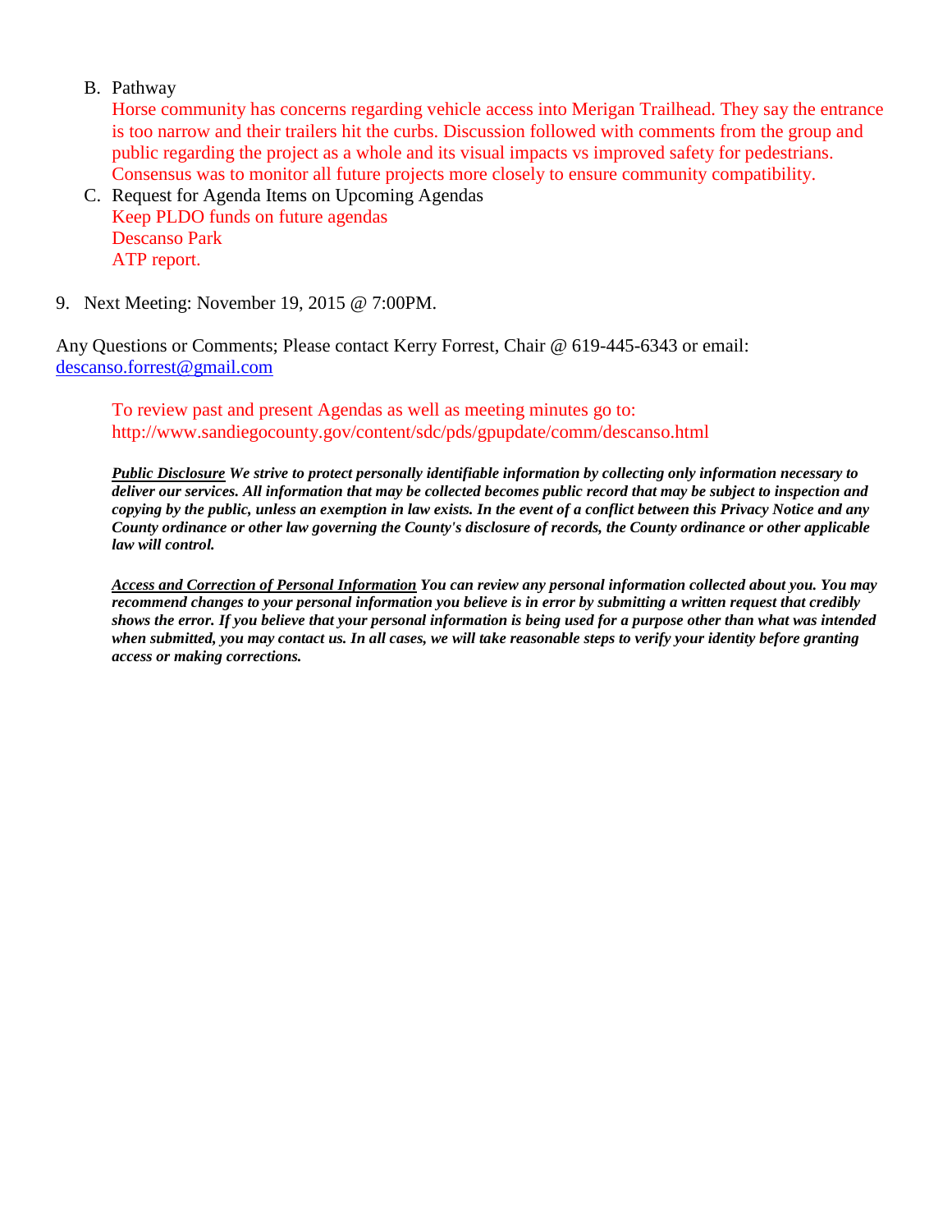B. Pathway

   Horse community has concerns regarding vehicle access into Merigan Trailhead. They say the entrance is too narrow and their trailers hit the curbs. Discussion followed with comments from the group and public regarding the project as a whole and its visual impacts vs improved safety for pedestrians. Consensus was to monitor all future projects more closely to ensure community compatibility.

C. Request for Agenda Items on Upcoming Agendas

   Keep PLDO funds on future agendas
   Descanso Park
   ATP report.

9. Next Meeting: November 19, 2015 @ 7:00PM.

Any Questions or Comments; Please contact Kerry Forrest, Chair @ 619-445-6343 or email: [descanso.forrest@gmail.com](mailto:descanso.forrest@gmail.com)

To review past and present Agendas as well as meeting minutes go to: http://www.sandiegocounty.gov/content/sdc/pds/gpupdate/comm/descanso.html

***Public Disclosure** We strive to protect personally identifiable information by collecting only information necessary to deliver our services. All information that may be collected becomes public record that may be subject to inspection and copying by the public, unless an exemption in law exists. In the event of a conflict between this Privacy Notice and any County ordinance or other law governing the County's disclosure of records, the County ordinance or other applicable law will control.*

***Access and Correction of Personal Information** You can review any personal information collected about you. You may recommend changes to your personal information you believe is in error by submitting a written request that credibly shows the error. If you believe that your personal information is being used for a purpose other than what was intended when submitted, you may contact us. In all cases, we will take reasonable steps to verify your identity before granting access or making corrections.*